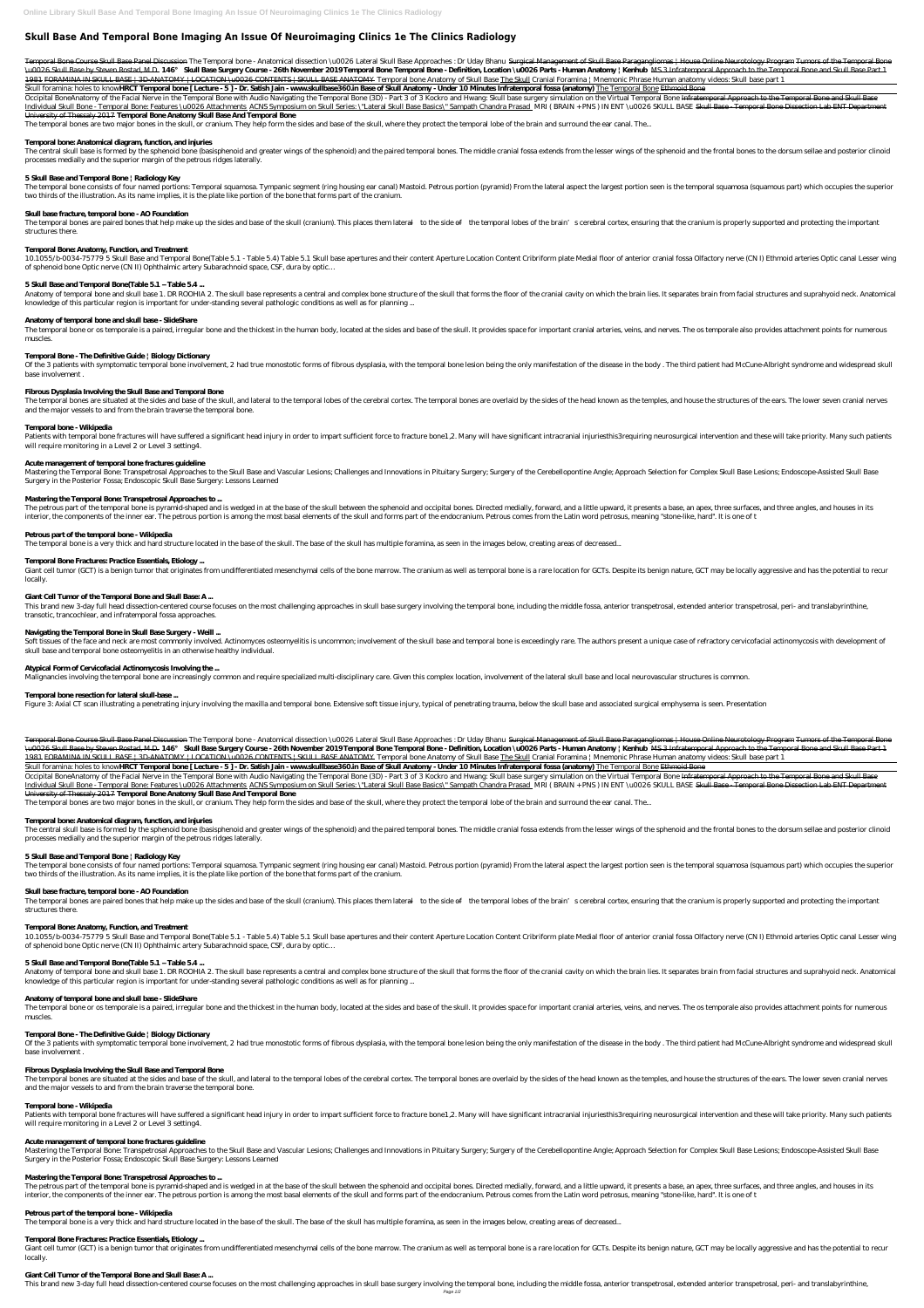# Skull Base And Temporal Bone Imaging An Issue Of Neuroimaging Clinics 1e The Clinics Radiology

Temporal Bone Course Skull Base Panel Discussion The Temporal bone - Anatomical dissection \u0026 Lateral Skull Base Approaches : Dr Uday Bhanu Surgical Management of Skull Base Paragangliomas | House Online Neurotology Program Tumors of the Temporal Bone \u0026 Skull Base by Steven Rostad, M.D. **146° Skull Base Surgery Course - 26th November 2019 Temporal Bone Temporal Bone - Definition, Location \u0026 Parts - Human Anatomy | Kenhub** MS 3 Infratemporal Approach to the Temporal Bone and Skull Base Part 1 1981 FORAMINA IN SKULL BASE | 3D-ANATOMY | LOCATION \u0026 CONTENTS | SKULL BASE ANATOMY Temporal bone Anatomy of Skull Base The Skull Cranial Foramina | Mnemonic Phrase Human anatomy videos: Skull base part 1

Skull foramina: holes to know **HRCT Temporal bone [ Lecture - 5 ] - Dr. Satish Jain - www.skullbase360.in Base of Skull Anatomy - Under 10 Minutes Infratemporal fossa (anatomy)** The Temporal Bone Ethmoid Bone

Occipital Bone Anatomy of the Facial Nerve in the Temporal Bone with Audio Navigating the Temporal Bone (3D) - Part 3 of 3 Kockro and Hwang: Skull base surgery simulation on the Virtual Temporal Bone Infratemporal Approach to the Temporal Bone and Skull Base Individual Skull Bone - Temporal Bone: Features \u0026 Attachments ACNS Symposium on Skull Series: \"Lateral Skull Base Basics\" Sampath Chandra Prasad MRI ( BRAIN + PNS ) IN ENT \u0026 SKULL BASE Skull Base - Temporal Bone Dissection Lab ENT Department University of Thessaly 2017 **Temporal Bone Anatomy Skull Base And Temporal Bone**

The temporal bones are two major bones in the skull, or cranium. They help form the sides and base of the skull, where they protect the temporal lobe of the brain and surround the ear canal. The...

## Temporal bone: Anatomical diagram, function, and injuries

The central skull base is formed by the sphenoid bone (basisphenoid and greater wings of the sphenoid) and the paired temporal bones. The middle cranial fossa extends from the lesser wings of the sphenoid and the frontal bones to the dorsum sellae and posterior clinoid processes medially and the superior margin of the petrous ridges laterally.

## 5 Skull Base and Temporal Bone | Radiology Key

The temporal bone consists of four named portions: Temporal squamosa. Tympanic segment (ring housing ear canal) Mastoid. Petrous portion (pyramid) From the lateral aspect the largest portion seen is the temporal squamosa (squamous part) which occupies the superior two thirds of the illustration. As its name implies, it is the plate like portion of the bone that forms part of the cranium.

## Skull base fracture, temporal bone - AO Foundation

The temporal bones are paired bones that help make up the sides and base of the skull (cranium). This places them lateral — to the side of — the temporal lobes of the brain's cerebral cortex, ensuring that the cranium is properly supported and protecting the important structures there.

## Temporal Bone: Anatomy, Function, and Treatment

10.1055/b-0034-75779 5 Skull Base and Temporal Bone(Table 5.1 - Table 5.4) Table 5.1 Skull base apertures and their content Aperture Location Content Cribriform plate Medial floor of anterior cranial fossa Olfactory nerve (CN I) Ethmoid arteries Optic canal Lesser wing of sphenoid bone Optic nerve (CN II) Ophthalmic artery Subarachnoid space, CSF, dura by optic…

## 5 Skull Base and Temporal Bone(Table 5.1 – Table 5.4 ...

Anatomy of temporal bone and skull base 1. DR ROOHIA 2. The skull base represents a central and complex bone structure of the skull that forms the floor of the cranial cavity on which the brain lies. It separates brain from facial structures and suprahyoid neck. Anatomical knowledge of this particular region is important for under-standing several pathologic conditions as well as for planning ...

## Anatomy of temporal bone and skull base - SlideShare

The temporal bone or os temporale is a paired, irregular bone and the thickest in the human body, located at the sides and base of the skull. It provides space for important cranial arteries, veins, and nerves. The os temporale also provides attachment points for numerous muscles.

## Temporal Bone - The Definitive Guide | Biology Dictionary

Of the 3 patients with symptomatic temporal bone involvement, 2 had true monostotic forms of fibrous dysplasia, with the temporal bone lesion being the only manifestation of the disease in the body . The third patient had McCune-Albright syndrome and widespread skull base involvement .

## Fibrous Dysplasia Involving the Skull Base and Temporal Bone

The temporal bones are situated at the sides and base of the skull, and lateral to the temporal lobes of the cerebral cortex. The temporal bones are overlaid by the sides of the head known as the temples, and house the structures of the ears. The lower seven cranial nerves and the major vessels to and from the brain traverse the temporal bone.

## Temporal bone - Wikipedia

Patients with temporal bone fractures will have suffered a significant head injury in order to impart sufficient force to fracture bone1,2. Many will have significant intracranial injuriesthis3requiring neurosurgical intervention and these will take priority. Many such patients will require monitoring in a Level 2 or Level 3 setting4.

## Acute management of temporal bone fractures guideline

Mastering the Temporal Bone: Transpetrosal Approaches to the Skull Base and Vascular Lesions; Challenges and Innovations in Pituitary Surgery; Surgery of the Cerebellopontine Angle; Approach Selection for Complex Skull Base Lesions; Endoscope-Assisted Skull Base Surgery in the Posterior Fossa; Endoscopic Skull Base Surgery: Lessons Learned

## Mastering the Temporal Bone: Transpetrosal Approaches to ...

The petrous part of the temporal bone is pyramid-shaped and is wedged in at the base of the skull between the sphenoid and occipital bones. Directed medially, forward, and a little upward, it presents a base, an apex, three surfaces, and three angles, and houses in its interior, the components of the inner ear. The petrous portion is among the most basal elements of the skull and forms part of the endocranium. Petrous comes from the Latin word petrosus, meaning "stone-like, hard". It is one of t

## Petrous part of the temporal bone - Wikipedia

The temporal bone is a very thick and hard structure located in the base of the skull. The base of the skull has multiple foramina, as seen in the images below, creating areas of decreased...

## Temporal Bone Fractures: Practice Essentials, Etiology ...

Giant cell tumor (GCT) is a benign tumor that originates from undifferentiated mesenchymal cells of the bone marrow. The cranium as well as temporal bone is a rare location for GCTs. Despite its benign nature, GCT may be locally aggressive and has the potential to recur locally.

## Giant Cell Tumor of the Temporal Bone and Skull Base: A ...

This brand new 3-day full head dissection-centered course focuses on the most challenging approaches in skull base surgery involving the temporal bone, including the middle fossa, anterior transpetrosal, extended anterior transpetrosal, peri- and translabyrinthine, transotic, trancochlear, and infratemporal fossa approaches.

## Navigating the Temporal Bone in Skull Base Surgery - Weill ...

Soft tissues of the face and neck are most commonly involved. Actinomyces osteomyelitis is uncommon; involvement of the skull base and temporal bone is exceedingly rare. The authors present a unique case of refractory cervicofacial actinomycosis with development of skull base and temporal bone osteomyelitis in an otherwise healthy individual.

## Atypical Form of Cervicofacial Actinomycosis Involving the ...

Malignancies involving the temporal bone are increasingly common and require specialized multi-disciplinary care. Given this complex location, involvement of the lateral skull base and local neurovascular structures is common.

## Temporal bone resection for lateral skull-base ...

Figure 3: Axial CT scan illustrating a penetrating injury involving the maxilla and temporal bone. Extensive soft tissue injury, typical of penetrating trauma, below the skull base and associated surgical emphysema is seen. Presentation

Temporal Bone Course Skull Base Panel Discussion The Temporal bone - Anatomical dissection \u0026 Lateral Skull Base Approaches : Dr Uday Bhanu Surgical Management of Skull Base Paragangliomas | House Online Neurotology Program Tumors of the Temporal Bone \u0026 Skull Base by Steven Rostad, M.D. **146° Skull Base Surgery Course - 26th November 2019 Temporal Bone Temporal Bone - Definition, Location \u0026 Parts - Human Anatomy | Kenhub** MS 3 Infratemporal Approach to the Temporal Bone and Skull Base Part 1 1981 FORAMINA IN SKULL BASE | 3D-ANATOMY | LOCATION \u0026 CONTENTS | SKULL BASE ANATOMY Temporal bone Anatomy of Skull Base The Skull Cranial Foramina | Mnemonic Phrase Human anatomy videos: Skull base part 1

Skull foramina: holes to know **HRCT Temporal bone [ Lecture - 5 ] - Dr. Satish Jain - www.skullbase360.in Base of Skull Anatomy - Under 10 Minutes Infratemporal fossa (anatomy)** The Temporal Bone Ethmoid Bone

Occipital Bone Anatomy of the Facial Nerve in the Temporal Bone with Audio Navigating the Temporal Bone (3D) - Part 3 of 3 Kockro and Hwang: Skull base surgery simulation on the Virtual Temporal Bone Infratemporal Approach to the Temporal Bone and Skull Base Individual Skull Bone - Temporal Bone: Features \u0026 Attachments ACNS Symposium on Skull Series: \"Lateral Skull Base Basics\" Sampath Chandra Prasad MRI ( BRAIN + PNS ) IN ENT \u0026 SKULL BASE Skull Base - Temporal Bone Dissection Lab ENT Department University of Thessaly 2017 **Temporal Bone Anatomy Skull Base And Temporal Bone**

The temporal bones are two major bones in the skull, or cranium. They help form the sides and base of the skull, where they protect the temporal lobe of the brain and surround the ear canal. The...

## Temporal bone: Anatomical diagram, function, and injuries

The central skull base is formed by the sphenoid bone (basisphenoid and greater wings of the sphenoid) and the paired temporal bones. The middle cranial fossa extends from the lesser wings of the sphenoid and the frontal bones to the dorsum sellae and posterior clinoid processes medially and the superior margin of the petrous ridges laterally.

## 5 Skull Base and Temporal Bone | Radiology Key

The temporal bone consists of four named portions: Temporal squamosa. Tympanic segment (ring housing ear canal) Mastoid. Petrous portion (pyramid) From the lateral aspect the largest portion seen is the temporal squamosa (squamous part) which occupies the superior two thirds of the illustration. As its name implies, it is the plate like portion of the bone that forms part of the cranium.

## Skull base fracture, temporal bone - AO Foundation

The temporal bones are paired bones that help make up the sides and base of the skull (cranium). This places them lateral — to the side of — the temporal lobes of the brain's cerebral cortex, ensuring that the cranium is properly supported and protecting the important structures there.

## Temporal Bone: Anatomy, Function, and Treatment

10.1055/b-0034-75779 5 Skull Base and Temporal Bone(Table 5.1 - Table 5.4) Table 5.1 Skull base apertures and their content Aperture Location Content Cribriform plate Medial floor of anterior cranial fossa Olfactory nerve (CN I) Ethmoid arteries Optic canal Lesser wing of sphenoid bone Optic nerve (CN II) Ophthalmic artery Subarachnoid space, CSF, dura by optic…

## 5 Skull Base and Temporal Bone(Table 5.1 – Table 5.4 ...

Anatomy of temporal bone and skull base 1. DR ROOHIA 2. The skull base represents a central and complex bone structure of the skull that forms the floor of the cranial cavity on which the brain lies. It separates brain from facial structures and suprahyoid neck. Anatomical knowledge of this particular region is important for under-standing several pathologic conditions as well as for planning ...

## Anatomy of temporal bone and skull base - SlideShare

The temporal bone or os temporale is a paired, irregular bone and the thickest in the human body, located at the sides and base of the skull. It provides space for important cranial arteries, veins, and nerves. The os temporale also provides attachment points for numerous muscles.

## Temporal Bone - The Definitive Guide | Biology Dictionary

Of the 3 patients with symptomatic temporal bone involvement, 2 had true monostotic forms of fibrous dysplasia, with the temporal bone lesion being the only manifestation of the disease in the body . The third patient had McCune-Albright syndrome and widespread skull base involvement .

## Fibrous Dysplasia Involving the Skull Base and Temporal Bone

The temporal bones are situated at the sides and base of the skull, and lateral to the temporal lobes of the cerebral cortex. The temporal bones are overlaid by the sides of the head known as the temples, and house the structures of the ears. The lower seven cranial nerves and the major vessels to and from the brain traverse the temporal bone.

## Temporal bone - Wikipedia

Patients with temporal bone fractures will have suffered a significant head injury in order to impart sufficient force to fracture bone1,2. Many will have significant intracranial injuriesthis3requiring neurosurgical intervention and these will take priority. Many such patients will require monitoring in a Level 2 or Level 3 setting4.

## Acute management of temporal bone fractures guideline

Mastering the Temporal Bone: Transpetrosal Approaches to the Skull Base and Vascular Lesions; Challenges and Innovations in Pituitary Surgery; Surgery of the Cerebellopontine Angle; Approach Selection for Complex Skull Base Lesions; Endoscope-Assisted Skull Base Surgery in the Posterior Fossa; Endoscopic Skull Base Surgery: Lessons Learned

## Mastering the Temporal Bone: Transpetrosal Approaches to ...

The petrous part of the temporal bone is pyramid-shaped and is wedged in at the base of the skull between the sphenoid and occipital bones. Directed medially, forward, and a little upward, it presents a base, an apex, three surfaces, and three angles, and houses in its interior, the components of the inner ear. The petrous portion is among the most basal elements of the skull and forms part of the endocranium. Petrous comes from the Latin word petrosus, meaning "stone-like, hard". It is one of t

## Petrous part of the temporal bone - Wikipedia

The temporal bone is a very thick and hard structure located in the base of the skull. The base of the skull has multiple foramina, as seen in the images below, creating areas of decreased...

## Temporal Bone Fractures: Practice Essentials, Etiology ...

Giant cell tumor (GCT) is a benign tumor that originates from undifferentiated mesenchymal cells of the bone marrow. The cranium as well as temporal bone is a rare location for GCTs. Despite its benign nature, GCT may be locally aggressive and has the potential to recur locally.

## Giant Cell Tumor of the Temporal Bone and Skull Base: A ...

This brand new 3-day full head dissection-centered course focuses on the most challenging approaches in skull base surgery involving the temporal bone, including the middle fossa, anterior transpetrosal, extended anterior transpetrosal, peri- and translabyrinthine,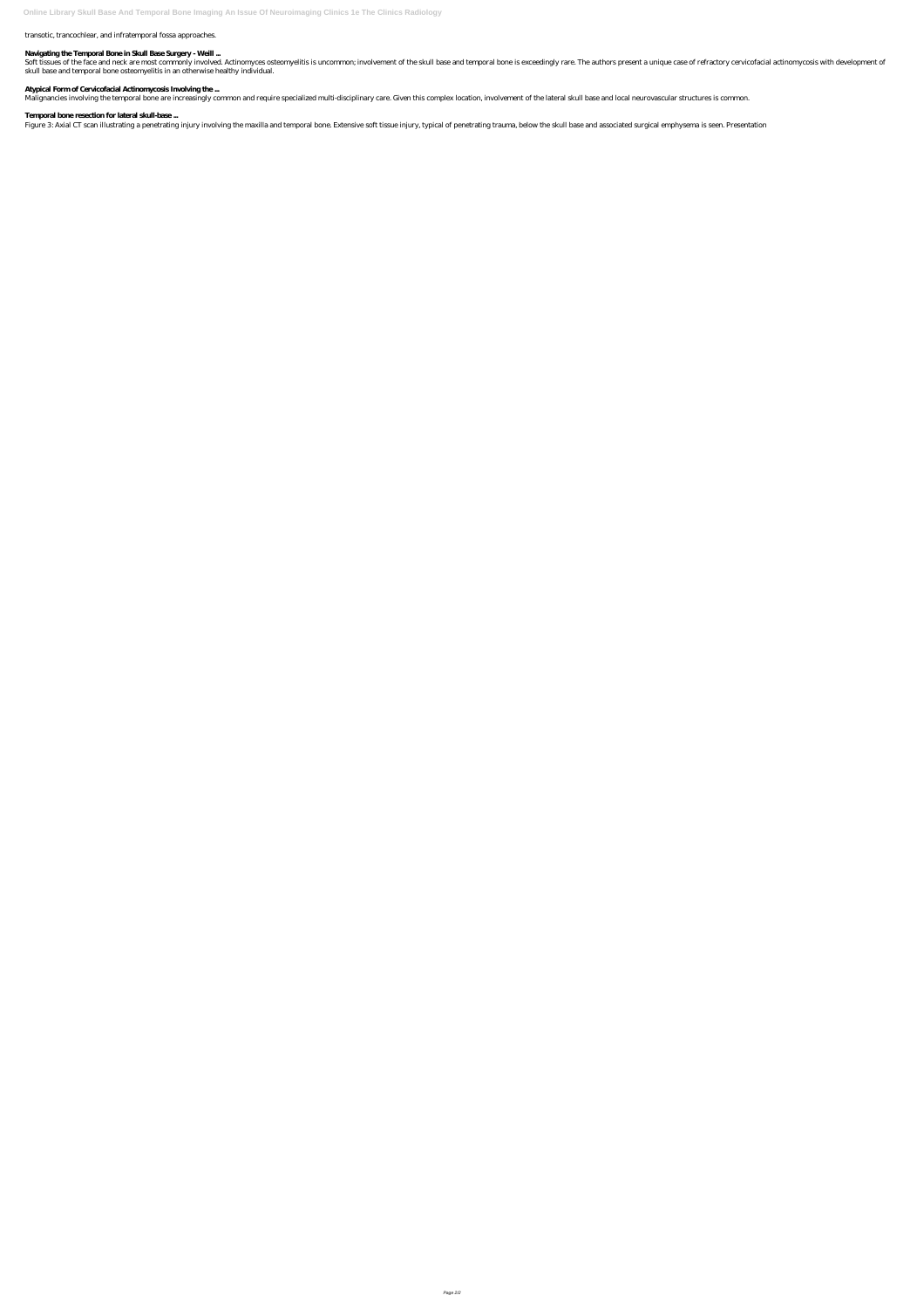transotic, trancochlear, and infratemporal fossa approaches.

**Navigating the Temporal Bone in Skull Base Surgery - Weill ...**

Soft tissues of the face and neck are most commonly involved. Actinomyces osteomyelitis is uncommon; involvement of the skull base and temporal bone is exceedingly rare. The authors present a unique case of refractory cervicofacial actinomycosis with development of skull base and temporal bone osteomyelitis in an otherwise healthy individual.

**Atypical Form of Cervicofacial Actinomycosis Involving the ...**

Malignancies involving the temporal bone are increasingly common and require specialized multi-disciplinary care. Given this complex location, involvement of the lateral skull base and local neurovascular structures is common.

**Temporal bone resection for lateral skull-base ...**

Figure 3: Axial CT scan illustrating a penetrating injury involving the maxilla and temporal bone. Extensive soft tissue injury, typical of penetrating trauma, below the skull base and associated surgical emphysema is seen. Presentation